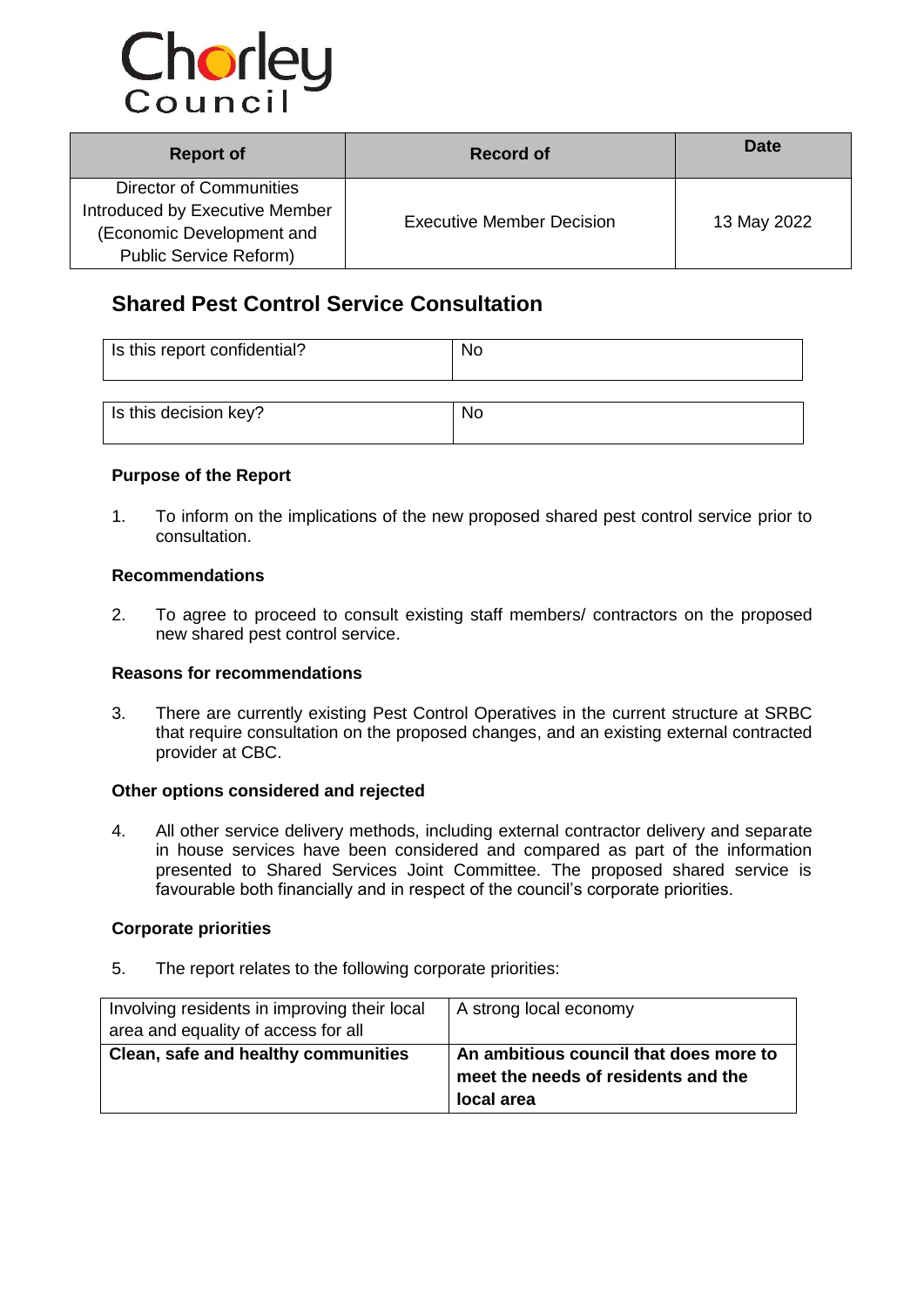Chorley Council

| Report of | Record of | Date |
|---|---|---|
| Director of Communities Introduced by Executive Member (Economic Development and Public Service Reform) | Executive Member Decision | 13 May 2022 |

## Shared Pest Control Service Consultation

| Is this report confidential? | No |
|---|---|

| Is this decision key? | No |
|---|---|

### Purpose of the Report

1. To inform on the implications of the new proposed shared pest control service prior to consultation.

### Recommendations

2. To agree to proceed to consult existing staff members/ contractors on the proposed new shared pest control service.

### Reasons for recommendations

3. There are currently existing Pest Control Operatives in the current structure at SRBC that require consultation on the proposed changes, and an existing external contracted provider at CBC.

### Other options considered and rejected

4. All other service delivery methods, including external contractor delivery and separate in house services have been considered and compared as part of the information presented to Shared Services Joint Committee. The proposed shared service is favourable both financially and in respect of the council's corporate priorities.

### Corporate priorities

5. The report relates to the following corporate priorities:

| Involving residents in improving their local area and equality of access for all | A strong local economy |
|---|---|
| **Clean, safe and healthy communities** | **An ambitious council that does more to meet the needs of residents and the local area** |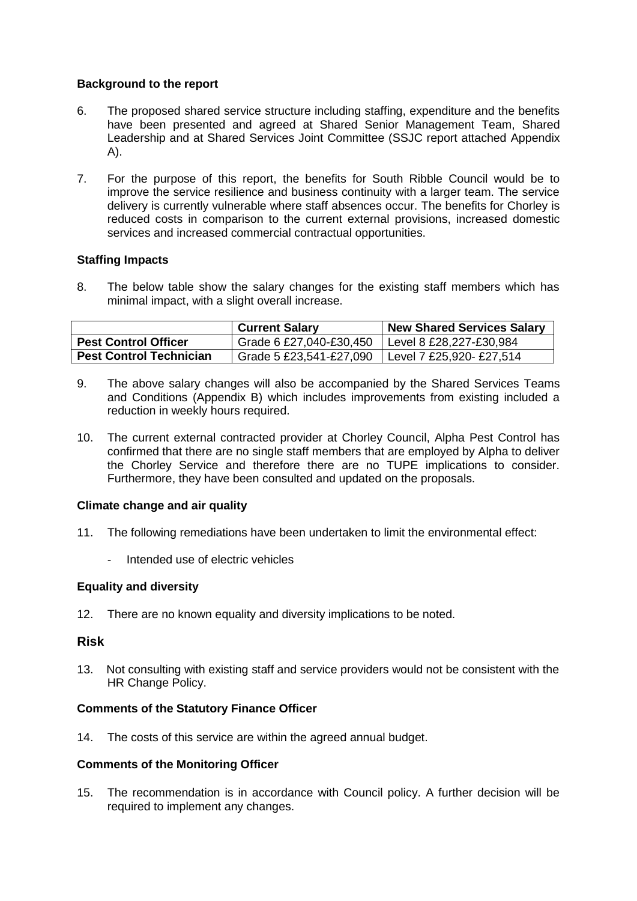### Background to the report

6. The proposed shared service structure including staffing, expenditure and the benefits have been presented and agreed at Shared Senior Management Team, Shared Leadership and at Shared Services Joint Committee (SSJC report attached Appendix A).

7. For the purpose of this report, the benefits for South Ribble Council would be to improve the service resilience and business continuity with a larger team. The service delivery is currently vulnerable where staff absences occur. The benefits for Chorley is reduced costs in comparison to the current external provisions, increased domestic services and increased commercial contractual opportunities.

### Staffing Impacts

8. The below table show the salary changes for the existing staff members which has minimal impact, with a slight overall increase.

| | Current Salary | New Shared Services Salary |
|---|---|---|
| **Pest Control Officer** | Grade 6 £27,040-£30,450 | Level 8 £28,227-£30,984 |
| **Pest Control Technician** | Grade 5 £23,541-£27,090 | Level 7 £25,920- £27,514 |

9. The above salary changes will also be accompanied by the Shared Services Teams and Conditions (Appendix B) which includes improvements from existing included a reduction in weekly hours required.

10. The current external contracted provider at Chorley Council, Alpha Pest Control has confirmed that there are no single staff members that are employed by Alpha to deliver the Chorley Service and therefore there are no TUPE implications to consider. Furthermore, they have been consulted and updated on the proposals.

### Climate change and air quality

11. The following remediations have been undertaken to limit the environmental effect:

   - Intended use of electric vehicles

### Equality and diversity

12. There are no known equality and diversity implications to be noted.

## Risk

13. Not consulting with existing staff and service providers would not be consistent with the HR Change Policy.

### Comments of the Statutory Finance Officer

14. The costs of this service are within the agreed annual budget.

### Comments of the Monitoring Officer

15. The recommendation is in accordance with Council policy. A further decision will be required to implement any changes.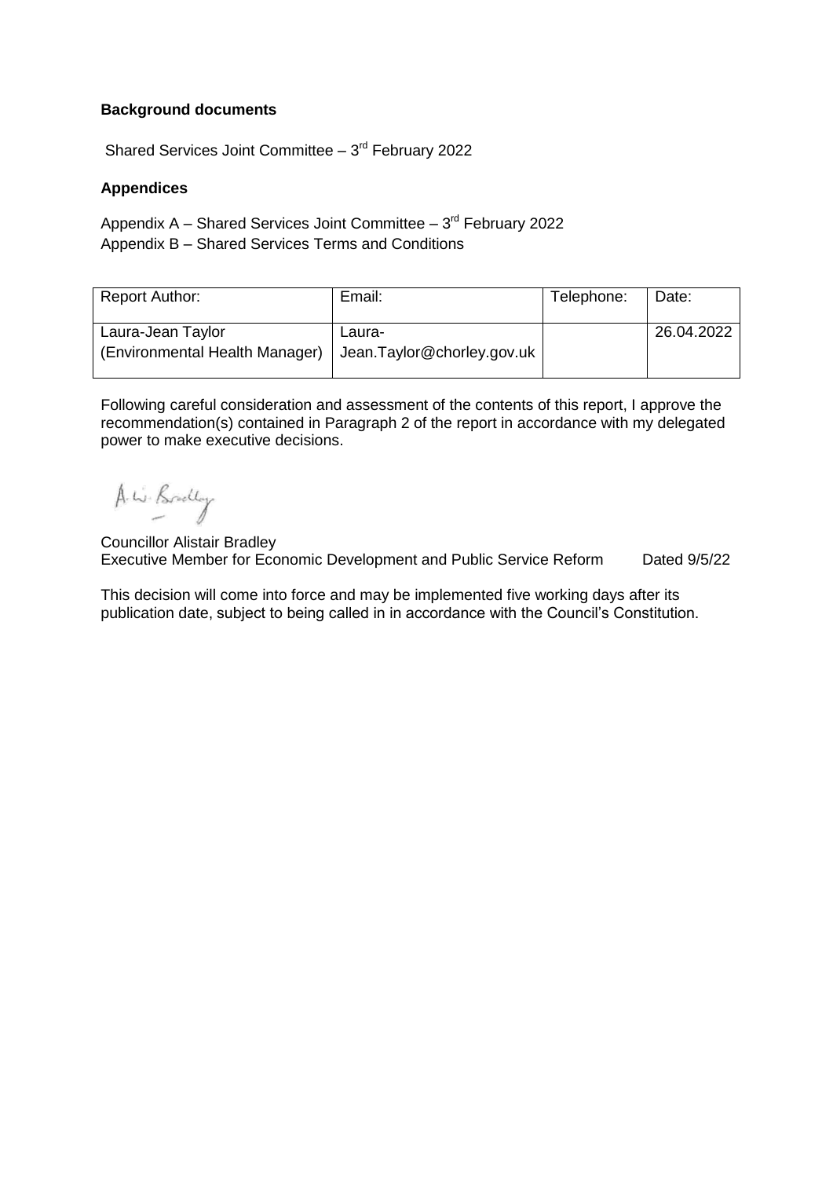**Background documents**

Shared Services Joint Committee – 3rd February 2022

**Appendices**

Appendix A – Shared Services Joint Committee – 3rd February 2022
Appendix B – Shared Services Terms and Conditions

| Report Author: | Email: | Telephone: | Date: |
|---|---|---|---|
| Laura-Jean Taylor (Environmental Health Manager) | Laura-Jean.Taylor@chorley.gov.uk | | 26.04.2022 |

Following careful consideration and assessment of the contents of this report, I approve the recommendation(s) contained in Paragraph 2 of the report in accordance with my delegated power to make executive decisions.

Councillor Alistair Bradley
Executive Member for Economic Development and Public Service Reform Dated 9/5/22

This decision will come into force and may be implemented five working days after its publication date, subject to being called in in accordance with the Council's Constitution.